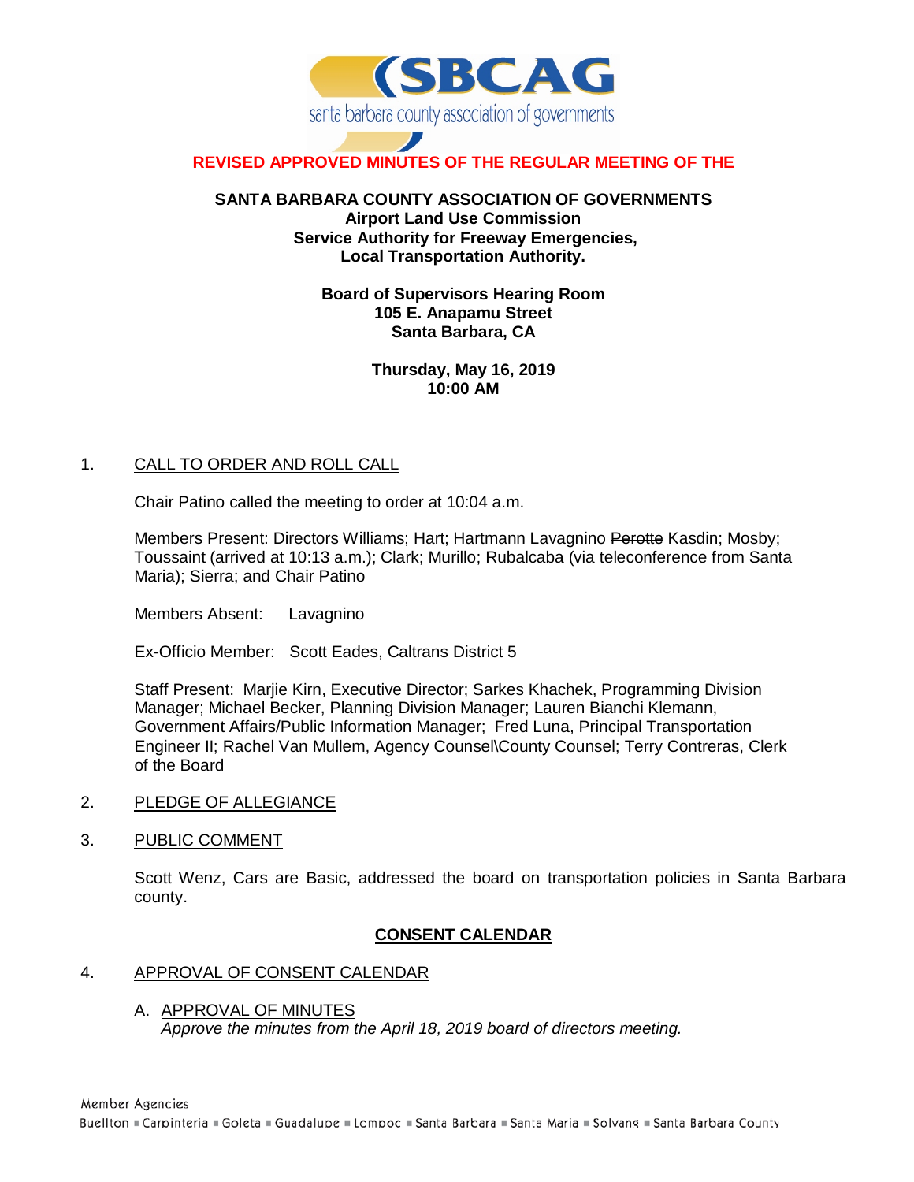**REVISED APPROVED MINUTES OF THE REGULAR MEETING OF THE**

**SANTA BARBARA COUNTY ASSOCIATION OF GOVERNMENTS**
**Airport Land Use Commission**
**Service Authority for Freeway Emergencies,**
**Local Transportation Authority.**

**Board of Supervisors Hearing Room**
**105 E. Anapamu Street**
**Santa Barbara, CA**

**Thursday, May 16, 2019**
**10:00 AM**

1. CALL TO ORDER AND ROLL CALL

   Chair Patino called the meeting to order at 10:04 a.m.

   Members Present: Directors Williams; Hart; Hartmann Lavagnino ~~Perotte~~ Kasdin; Mosby; Toussaint (arrived at 10:13 a.m.); Clark; Murillo; Rubalcaba (via teleconference from Santa Maria); Sierra; and Chair Patino

   Members Absent: Lavagnino

   Ex-Officio Member: Scott Eades, Caltrans District 5

   Staff Present: Marjie Kirn, Executive Director; Sarkes Khachek, Programming Division Manager; Michael Becker, Planning Division Manager; Lauren Bianchi Klemann, Government Affairs/Public Information Manager; Fred Luna, Principal Transportation Engineer II; Rachel Van Mullem, Agency Counsel\County Counsel; Terry Contreras, Clerk of the Board

2. PLEDGE OF ALLEGIANCE

3. PUBLIC COMMENT

   Scott Wenz, Cars are Basic, addressed the board on transportation policies in Santa Barbara county.

**CONSENT CALENDAR**

4. APPROVAL OF CONSENT CALENDAR

   A. APPROVAL OF MINUTES
      *Approve the minutes from the April 18, 2019 board of directors meeting.*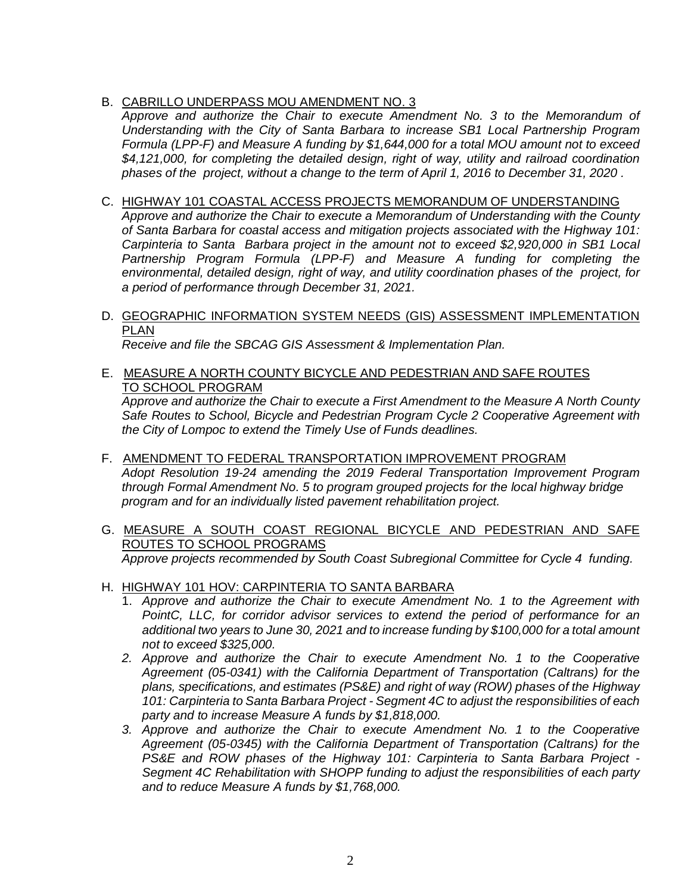B. <u>CABRILLO UNDERPASS MOU AMENDMENT NO. 3</u>
*Approve and authorize the Chair to execute Amendment No. 3 to the Memorandum of Understanding with the City of Santa Barbara to increase SB1 Local Partnership Program Formula (LPP-F) and Measure A funding by $1,644,000 for a total MOU amount not to exceed $4,121,000, for completing the detailed design, right of way, utility and railroad coordination phases of the project, without a change to the term of April 1, 2016 to December 31, 2020 .*

C. <u>HIGHWAY 101 COASTAL ACCESS PROJECTS MEMORANDUM OF UNDERSTANDING</u>
*Approve and authorize the Chair to execute a Memorandum of Understanding with the County of Santa Barbara for coastal access and mitigation projects associated with the Highway 101: Carpinteria to Santa Barbara project in the amount not to exceed $2,920,000 in SB1 Local Partnership Program Formula (LPP-F) and Measure A funding for completing the environmental, detailed design, right of way, and utility coordination phases of the project, for a period of performance through December 31, 2021.*

D. <u>GEOGRAPHIC INFORMATION SYSTEM NEEDS (GIS) ASSESSMENT IMPLEMENTATION PLAN</u>
*Receive and file the SBCAG GIS Assessment & Implementation Plan.*

E. <u>MEASURE A NORTH COUNTY BICYCLE AND PEDESTRIAN AND SAFE ROUTES TO SCHOOL PROGRAM</u>
*Approve and authorize the Chair to execute a First Amendment to the Measure A North County Safe Routes to School, Bicycle and Pedestrian Program Cycle 2 Cooperative Agreement with the City of Lompoc to extend the Timely Use of Funds deadlines.*

F. <u>AMENDMENT TO FEDERAL TRANSPORTATION IMPROVEMENT PROGRAM</u>
*Adopt Resolution 19-24 amending the 2019 Federal Transportation Improvement Program through Formal Amendment No. 5 to program grouped projects for the local highway bridge program and for an individually listed pavement rehabilitation project.*

G. <u>MEASURE A SOUTH COAST REGIONAL BICYCLE AND PEDESTRIAN AND SAFE ROUTES TO SCHOOL PROGRAMS</u>
*Approve projects recommended by South Coast Subregional Committee for Cycle 4 funding.*

H. <u>HIGHWAY 101 HOV: CARPINTERIA TO SANTA BARBARA</u>
1. *Approve and authorize the Chair to execute Amendment No. 1 to the Agreement with PointC, LLC, for corridor advisor services to extend the period of performance for an additional two years to June 30, 2021 and to increase funding by $100,000 for a total amount not to exceed $325,000.*
2. *Approve and authorize the Chair to execute Amendment No. 1 to the Cooperative Agreement (05-0341) with the California Department of Transportation (Caltrans) for the plans, specifications, and estimates (PS&E) and right of way (ROW) phases of the Highway 101: Carpinteria to Santa Barbara Project - Segment 4C to adjust the responsibilities of each party and to increase Measure A funds by $1,818,000.*
3. *Approve and authorize the Chair to execute Amendment No. 1 to the Cooperative Agreement (05-0345) with the California Department of Transportation (Caltrans) for the PS&E and ROW phases of the Highway 101: Carpinteria to Santa Barbara Project - Segment 4C Rehabilitation with SHOPP funding to adjust the responsibilities of each party and to reduce Measure A funds by $1,768,000.*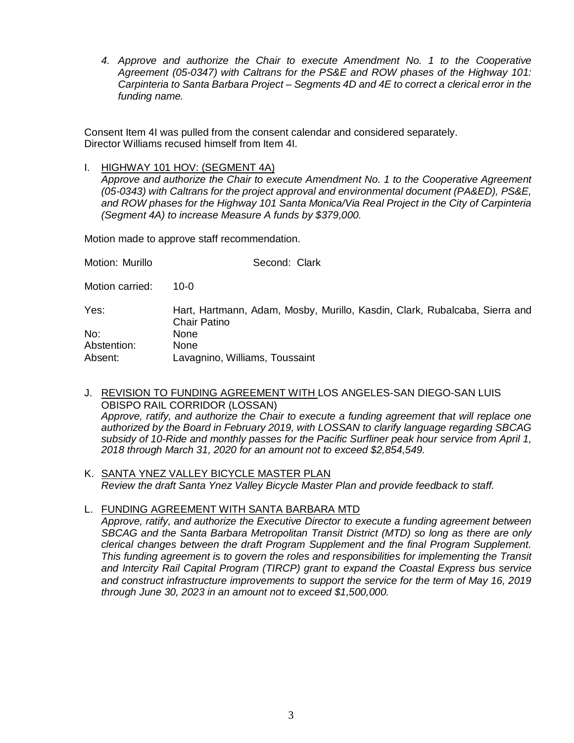*4. Approve and authorize the Chair to execute Amendment No. 1 to the Cooperative Agreement (05-0347) with Caltrans for the PS&E and ROW phases of the Highway 101: Carpinteria to Santa Barbara Project – Segments 4D and 4E to correct a clerical error in the funding name.*

Consent Item 4I was pulled from the consent calendar and considered separately. Director Williams recused himself from Item 4I.

I. HIGHWAY 101 HOV: (SEGMENT 4A)
*Approve and authorize the Chair to execute Amendment No. 1 to the Cooperative Agreement (05-0343) with Caltrans for the project approval and environmental document (PA&ED), PS&E, and ROW phases for the Highway 101 Santa Monica/Via Real Project in the City of Carpinteria (Segment 4A) to increase Measure A funds by $379,000.*

Motion made to approve staff recommendation.

Motion: Murillo Second: Clark

Motion carried: 10-0

| | |
|---|---|
| Yes: | Hart, Hartmann, Adam, Mosby, Murillo, Kasdin, Clark, Rubalcaba, Sierra and Chair Patino |
| No: | None |
| Abstention: | None |
| Absent: | Lavagnino, Williams, Toussaint |

J. REVISION TO FUNDING AGREEMENT WITH LOS ANGELES-SAN DIEGO-SAN LUIS OBISPO RAIL CORRIDOR (LOSSAN)
*Approve, ratify, and authorize the Chair to execute a funding agreement that will replace one authorized by the Board in February 2019, with LOSSAN to clarify language regarding SBCAG subsidy of 10-Ride and monthly passes for the Pacific Surfliner peak hour service from April 1, 2018 through March 31, 2020 for an amount not to exceed $2,854,549.*

K. SANTA YNEZ VALLEY BICYCLE MASTER PLAN
*Review the draft Santa Ynez Valley Bicycle Master Plan and provide feedback to staff.*

L. FUNDING AGREEMENT WITH SANTA BARBARA MTD
*Approve, ratify, and authorize the Executive Director to execute a funding agreement between SBCAG and the Santa Barbara Metropolitan Transit District (MTD) so long as there are only clerical changes between the draft Program Supplement and the final Program Supplement. This funding agreement is to govern the roles and responsibilities for implementing the Transit and Intercity Rail Capital Program (TIRCP) grant to expand the Coastal Express bus service and construct infrastructure improvements to support the service for the term of May 16, 2019 through June 30, 2023 in an amount not to exceed $1,500,000.*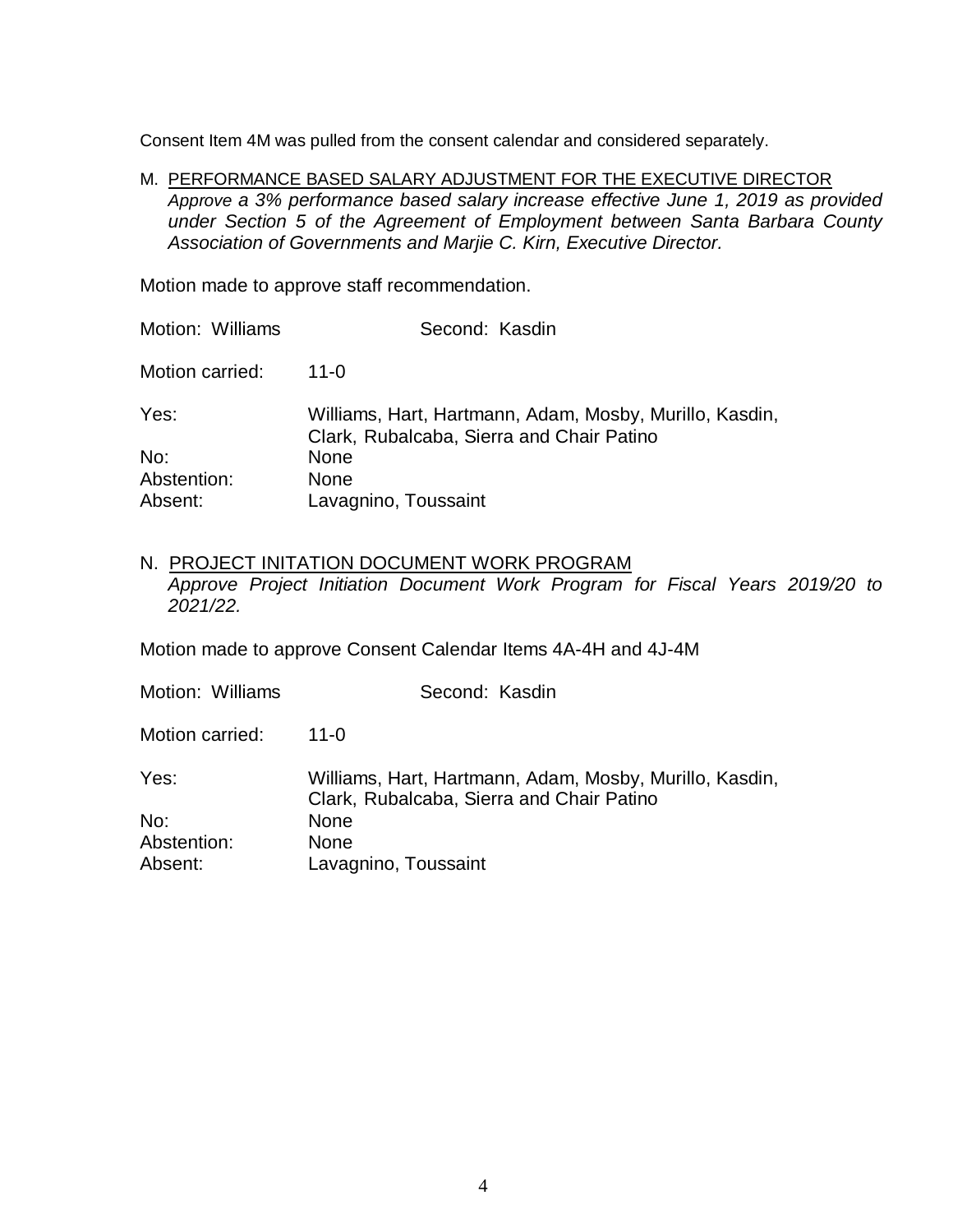Consent Item 4M was pulled from the consent calendar and considered separately.

M. <u>PERFORMANCE BASED SALARY ADJUSTMENT FOR THE EXECUTIVE DIRECTOR</u>
*Approve a 3% performance based salary increase effective June 1, 2019 as provided under Section 5 of the Agreement of Employment between Santa Barbara County Association of Governments and Marjie C. Kirn, Executive Director.*

Motion made to approve staff recommendation.

Motion: Williams Second: Kasdin

Motion carried: 11-0

Yes: Williams, Hart, Hartmann, Adam, Mosby, Murillo, Kasdin, Clark, Rubalcaba, Sierra and Chair Patino
No: None
Abstention: None
Absent: Lavagnino, Toussaint

N. <u>PROJECT INITATION DOCUMENT WORK PROGRAM</u>
*Approve Project Initiation Document Work Program for Fiscal Years 2019/20 to 2021/22.*

Motion made to approve Consent Calendar Items 4A-4H and 4J-4M

Motion: Williams Second: Kasdin

Motion carried: 11-0

Yes: Williams, Hart, Hartmann, Adam, Mosby, Murillo, Kasdin, Clark, Rubalcaba, Sierra and Chair Patino
No: None
Abstention: None
Absent: Lavagnino, Toussaint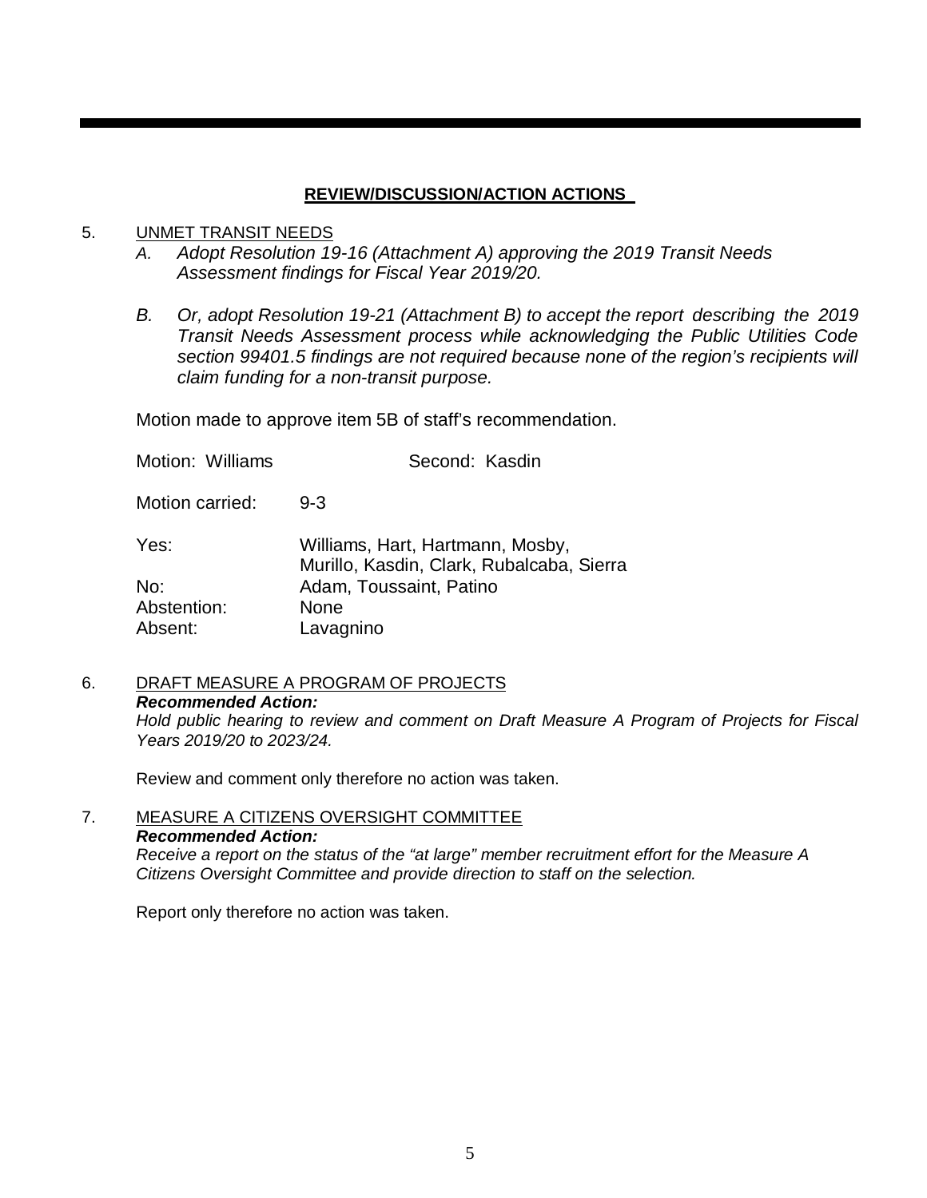## REVIEW/DISCUSSION/ACTION ACTIONS

5. UNMET TRANSIT NEEDS

   *A. Adopt Resolution 19-16 (Attachment A) approving the 2019 Transit Needs Assessment findings for Fiscal Year 2019/20.*

   *B. Or, adopt Resolution 19-21 (Attachment B) to accept the report describing the 2019 Transit Needs Assessment process while acknowledging the Public Utilities Code section 99401.5 findings are not required because none of the region's recipients will claim funding for a non-transit purpose.*

   Motion made to approve item 5B of staff's recommendation.

   Motion: Williams Second: Kasdin

   Motion carried: 9-3

   Yes: Williams, Hart, Hartmann, Mosby, Murillo, Kasdin, Clark, Rubalcaba, Sierra
   No: Adam, Toussaint, Patino
   Abstention: None
   Absent: Lavagnino

6. DRAFT MEASURE A PROGRAM OF PROJECTS

   ***Recommended Action:***
   *Hold public hearing to review and comment on Draft Measure A Program of Projects for Fiscal Years 2019/20 to 2023/24.*

   Review and comment only therefore no action was taken.

7. MEASURE A CITIZENS OVERSIGHT COMMITTEE

   ***Recommended Action:***
   *Receive a report on the status of the "at large" member recruitment effort for the Measure A Citizens Oversight Committee and provide direction to staff on the selection.*

   Report only therefore no action was taken.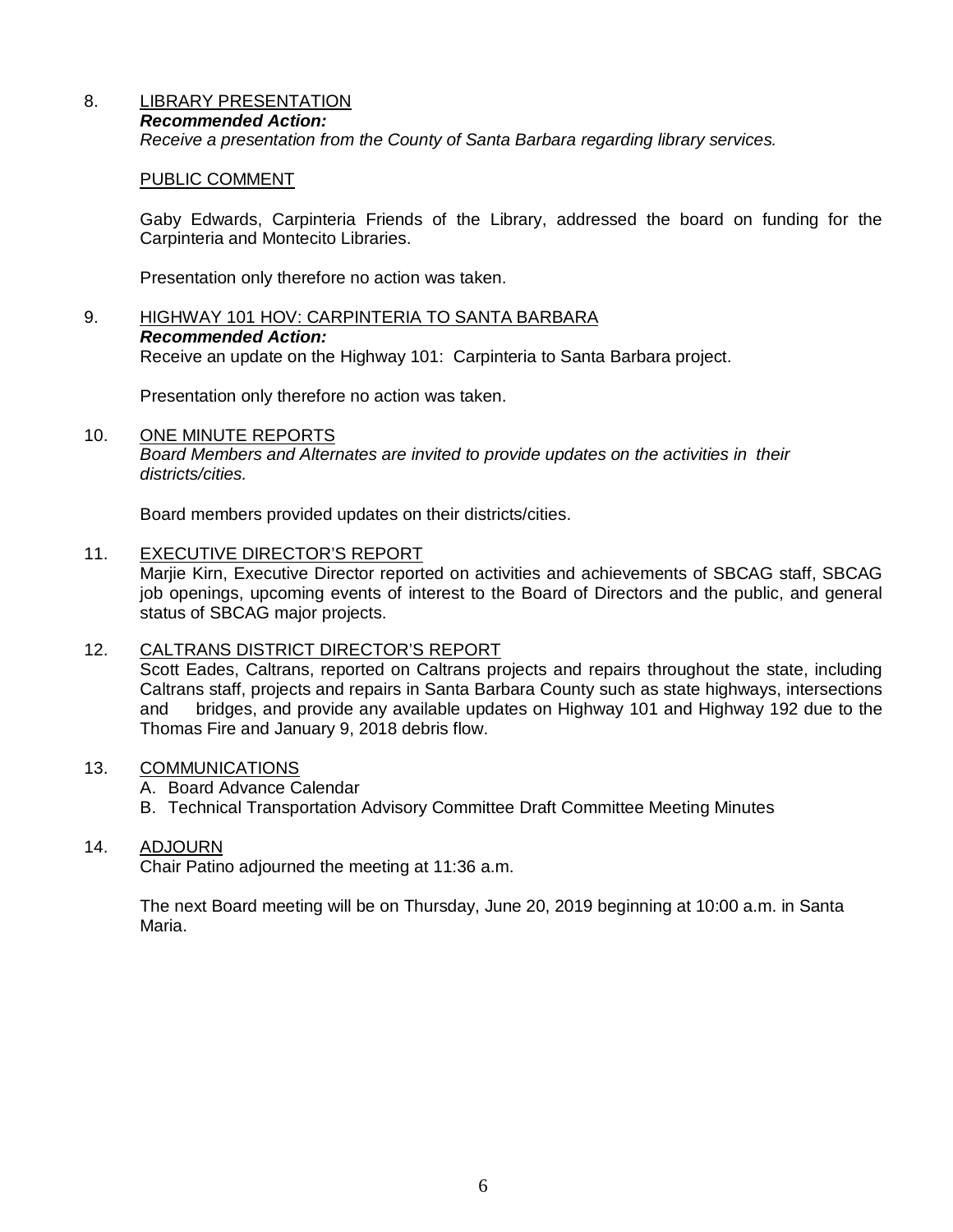8. <u>LIBRARY PRESENTATION</u>
   ***Recommended Action:***
   *Receive a presentation from the County of Santa Barbara regarding library services.*

   <u>PUBLIC COMMENT</u>

   Gaby Edwards, Carpinteria Friends of the Library, addressed the board on funding for the Carpinteria and Montecito Libraries.

   Presentation only therefore no action was taken.

9. <u>HIGHWAY 101 HOV: CARPINTERIA TO SANTA BARBARA</u>
   ***Recommended Action:***
   Receive an update on the Highway 101: Carpinteria to Santa Barbara project.

   Presentation only therefore no action was taken.

10. <u>ONE MINUTE REPORTS</u>
    *Board Members and Alternates are invited to provide updates on the activities in their districts/cities.*

    Board members provided updates on their districts/cities.

11. <u>EXECUTIVE DIRECTOR'S REPORT</u>
    Marjie Kirn, Executive Director reported on activities and achievements of SBCAG staff, SBCAG job openings, upcoming events of interest to the Board of Directors and the public, and general status of SBCAG major projects.

12. <u>CALTRANS DISTRICT DIRECTOR'S REPORT</u>
    Scott Eades, Caltrans, reported on Caltrans projects and repairs throughout the state, including Caltrans staff, projects and repairs in Santa Barbara County such as state highways, intersections and bridges, and provide any available updates on Highway 101 and Highway 192 due to the Thomas Fire and January 9, 2018 debris flow.

13. <u>COMMUNICATIONS</u>
    A. Board Advance Calendar
    B. Technical Transportation Advisory Committee Draft Committee Meeting Minutes

14. <u>ADJOURN</u>
    Chair Patino adjourned the meeting at 11:36 a.m.

    The next Board meeting will be on Thursday, June 20, 2019 beginning at 10:00 a.m. in Santa Maria.